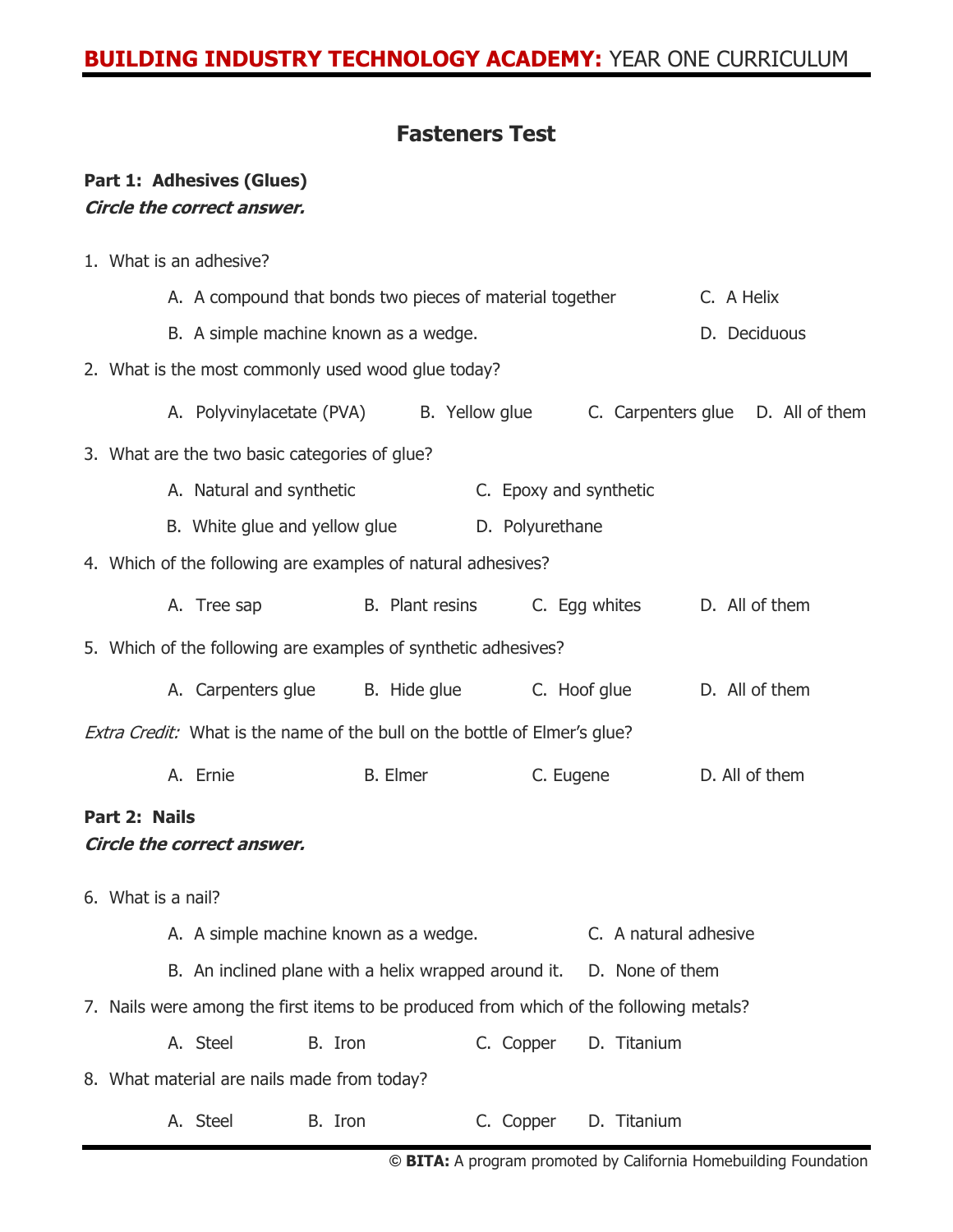# Fasteners Test

**Part 1: Adhesives (Glues)**
***Circle the correct answer.***

1. What is an adhesive?

   A. A compound that bonds two pieces of material together
   B. A simple machine known as a wedge.
   C. A Helix
   D. Deciduous

2. What is the most commonly used wood glue today?

   A. Polyvinylacetate (PVA) B. Yellow glue C. Carpenters glue D. All of them

3. What are the two basic categories of glue?

   A. Natural and synthetic
   B. White glue and yellow glue
   C. Epoxy and synthetic
   D. Polyurethane

4. Which of the following are examples of natural adhesives?

   A. Tree sap B. Plant resins C. Egg whites D. All of them

5. Which of the following are examples of synthetic adhesives?

   A. Carpenters glue B. Hide glue C. Hoof glue D. All of them

*Extra Credit:* What is the name of the bull on the bottle of Elmer's glue?

   A. Ernie B. Elmer C. Eugene D. All of them

**Part 2: Nails**
***Circle the correct answer.***

6. What is a nail?

   A. A simple machine known as a wedge.
   B. An inclined plane with a helix wrapped around it.
   C. A natural adhesive
   D. None of them

7. Nails were among the first items to be produced from which of the following metals?

   A. Steel B. Iron C. Copper D. Titanium

8. What material are nails made from today?

   A. Steel B. Iron C. Copper D. Titanium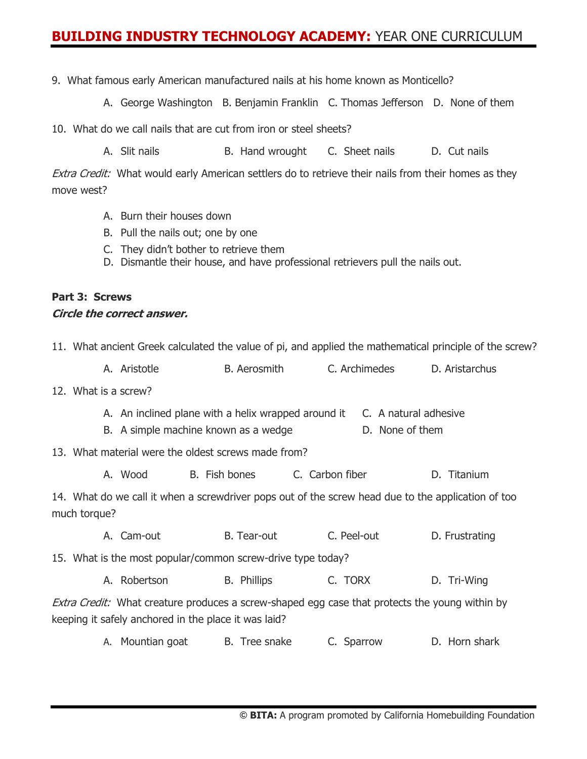9. What famous early American manufactured nails at his home known as Monticello?

   A. George Washington B. Benjamin Franklin C. Thomas Jefferson D. None of them

10. What do we call nails that are cut from iron or steel sheets?

    A. Slit nails B. Hand wrought C. Sheet nails D. Cut nails

*Extra Credit:* What would early American settlers do to retrieve their nails from their homes as they move west?

A. Burn their houses down
B. Pull the nails out; one by one
C. They didn't bother to retrieve them
D. Dismantle their house, and have professional retrievers pull the nails out.

**Part 3: Screws**

***Circle the correct answer.***

11. What ancient Greek calculated the value of pi, and applied the mathematical principle of the screw?

    A. Aristotle B. Aerosmith C. Archimedes D. Aristarchus

12. What is a screw?

    A. An inclined plane with a helix wrapped around it
    B. A simple machine known as a wedge
    C. A natural adhesive
    D. None of them

13. What material were the oldest screws made from?

    A. Wood B. Fish bones C. Carbon fiber D. Titanium

14. What do we call it when a screwdriver pops out of the screw head due to the application of too much torque?

    A. Cam-out B. Tear-out C. Peel-out D. Frustrating

15. What is the most popular/common screw-drive type today?

    A. Robertson B. Phillips C. TORX D. Tri-Wing

*Extra Credit:* What creature produces a screw-shaped egg case that protects the young within by keeping it safely anchored in the place it was laid?

A. Mountian goat B. Tree snake C. Sparrow D. Horn shark